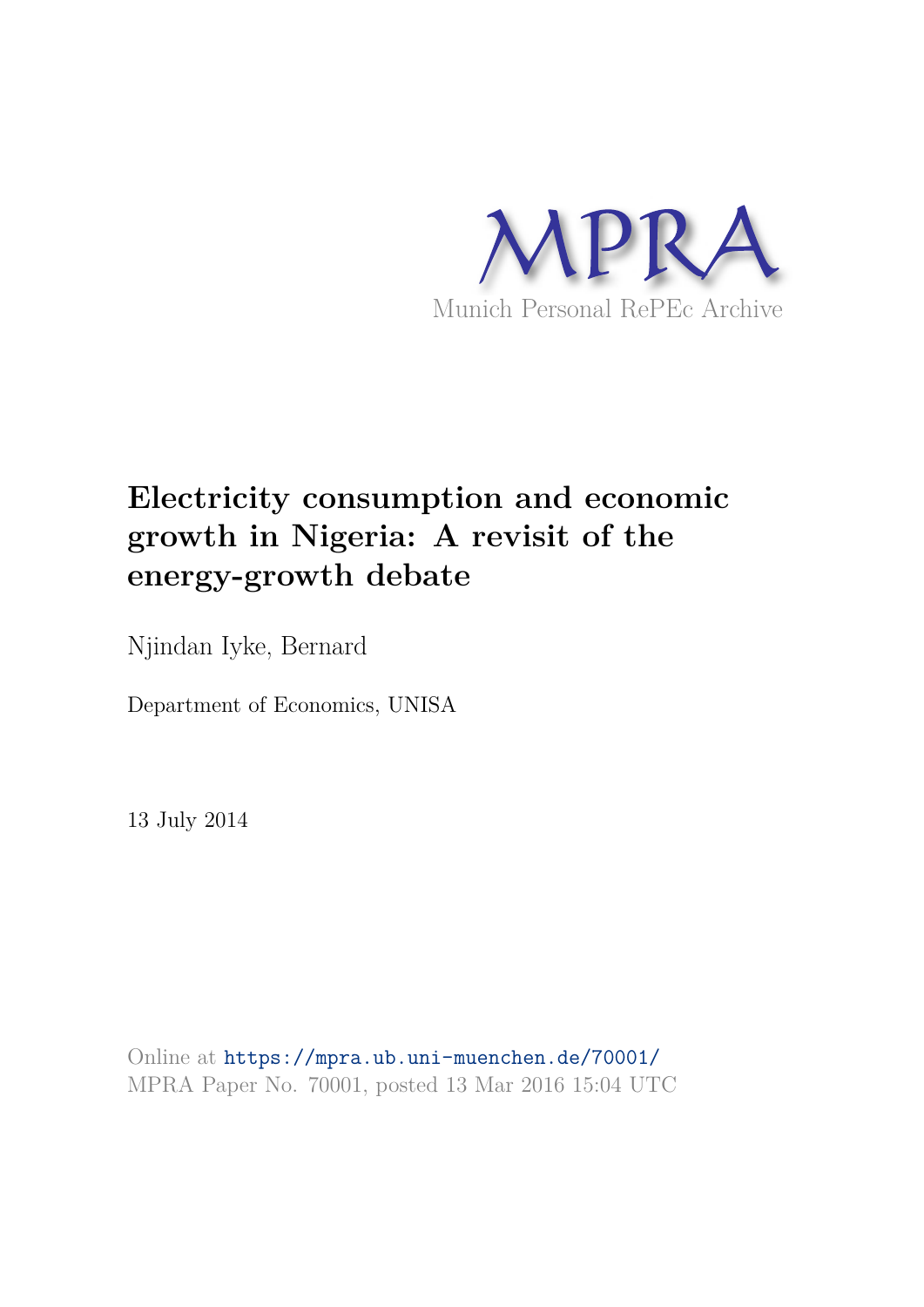MPRA

Munich Personal RePEc Archive

# Electricity consumption and economic growth in Nigeria: A revisit of the energy-growth debate

Njindan Iyke, Bernard

Department of Economics, UNISA

13 July 2014

Online at https://mpra.ub.uni-muenchen.de/70001/
MPRA Paper No. 70001, posted 13 Mar 2016 15:04 UTC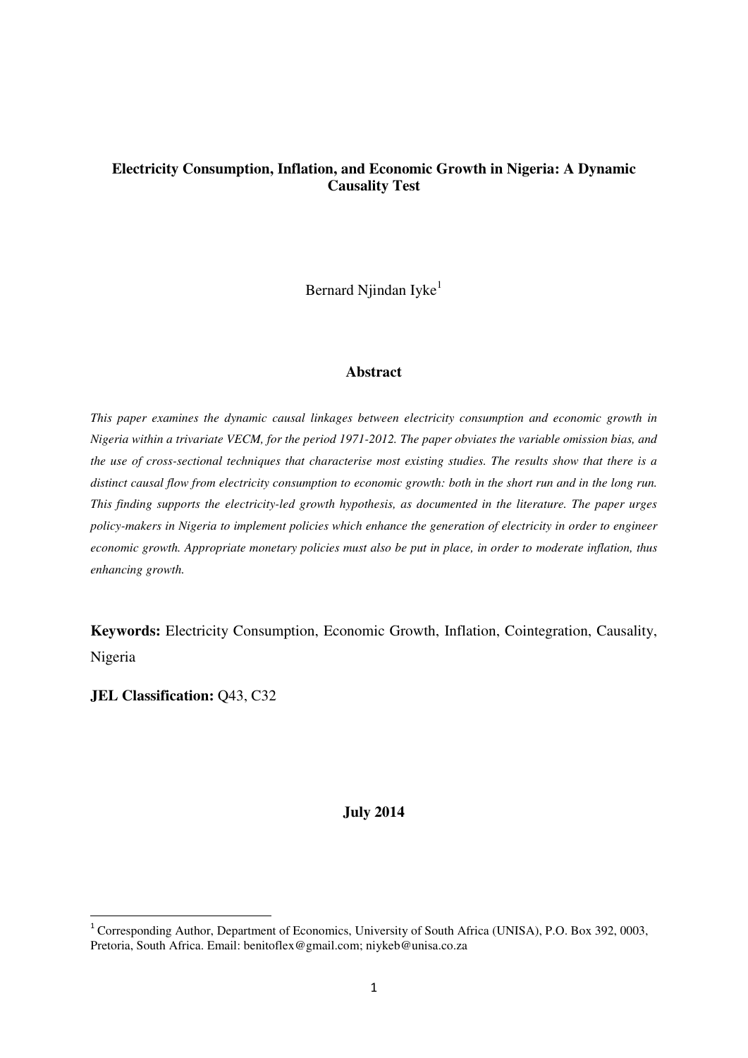# Electricity Consumption, Inflation, and Economic Growth in Nigeria: A Dynamic Causality Test

Bernard Njindan Iyke[1]

## Abstract

*This paper examines the dynamic causal linkages between electricity consumption and economic growth in Nigeria within a trivariate VECM, for the period 1971-2012. The paper obviates the variable omission bias, and the use of cross-sectional techniques that characterise most existing studies. The results show that there is a distinct causal flow from electricity consumption to economic growth: both in the short run and in the long run. This finding supports the electricity-led growth hypothesis, as documented in the literature. The paper urges policy-makers in Nigeria to implement policies which enhance the generation of electricity in order to engineer economic growth. Appropriate monetary policies must also be put in place, in order to moderate inflation, thus enhancing growth.*

**Keywords:** Electricity Consumption, Economic Growth, Inflation, Cointegration, Causality, Nigeria

**JEL Classification:** Q43, C32

**July 2014**

---

[1] Corresponding Author, Department of Economics, University of South Africa (UNISA), P.O. Box 392, 0003, Pretoria, South Africa. Email: benitoflex@gmail.com; niykeb@unisa.co.za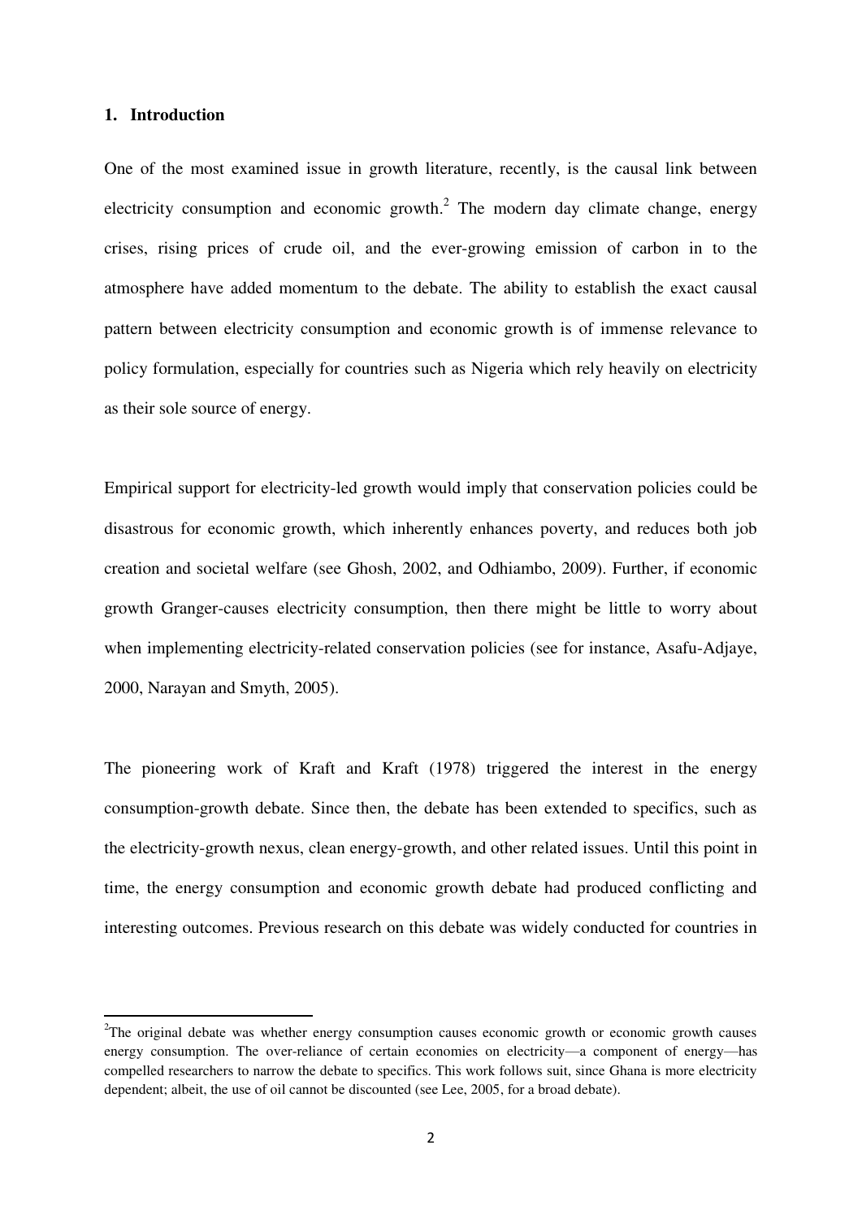## 1. Introduction

One of the most examined issue in growth literature, recently, is the causal link between electricity consumption and economic growth.[2] The modern day climate change, energy crises, rising prices of crude oil, and the ever-growing emission of carbon in to the atmosphere have added momentum to the debate. The ability to establish the exact causal pattern between electricity consumption and economic growth is of immense relevance to policy formulation, especially for countries such as Nigeria which rely heavily on electricity as their sole source of energy.

Empirical support for electricity-led growth would imply that conservation policies could be disastrous for economic growth, which inherently enhances poverty, and reduces both job creation and societal welfare (see Ghosh, 2002, and Odhiambo, 2009). Further, if economic growth Granger-causes electricity consumption, then there might be little to worry about when implementing electricity-related conservation policies (see for instance, Asafu-Adjaye, 2000, Narayan and Smyth, 2005).

The pioneering work of Kraft and Kraft (1978) triggered the interest in the energy consumption-growth debate. Since then, the debate has been extended to specifics, such as the electricity-growth nexus, clean energy-growth, and other related issues. Until this point in time, the energy consumption and economic growth debate had produced conflicting and interesting outcomes. Previous research on this debate was widely conducted for countries in

[2] The original debate was whether energy consumption causes economic growth or economic growth causes energy consumption. The over-reliance of certain economies on electricity—a component of energy—has compelled researchers to narrow the debate to specifics. This work follows suit, since Ghana is more electricity dependent; albeit, the use of oil cannot be discounted (see Lee, 2005, for a broad debate).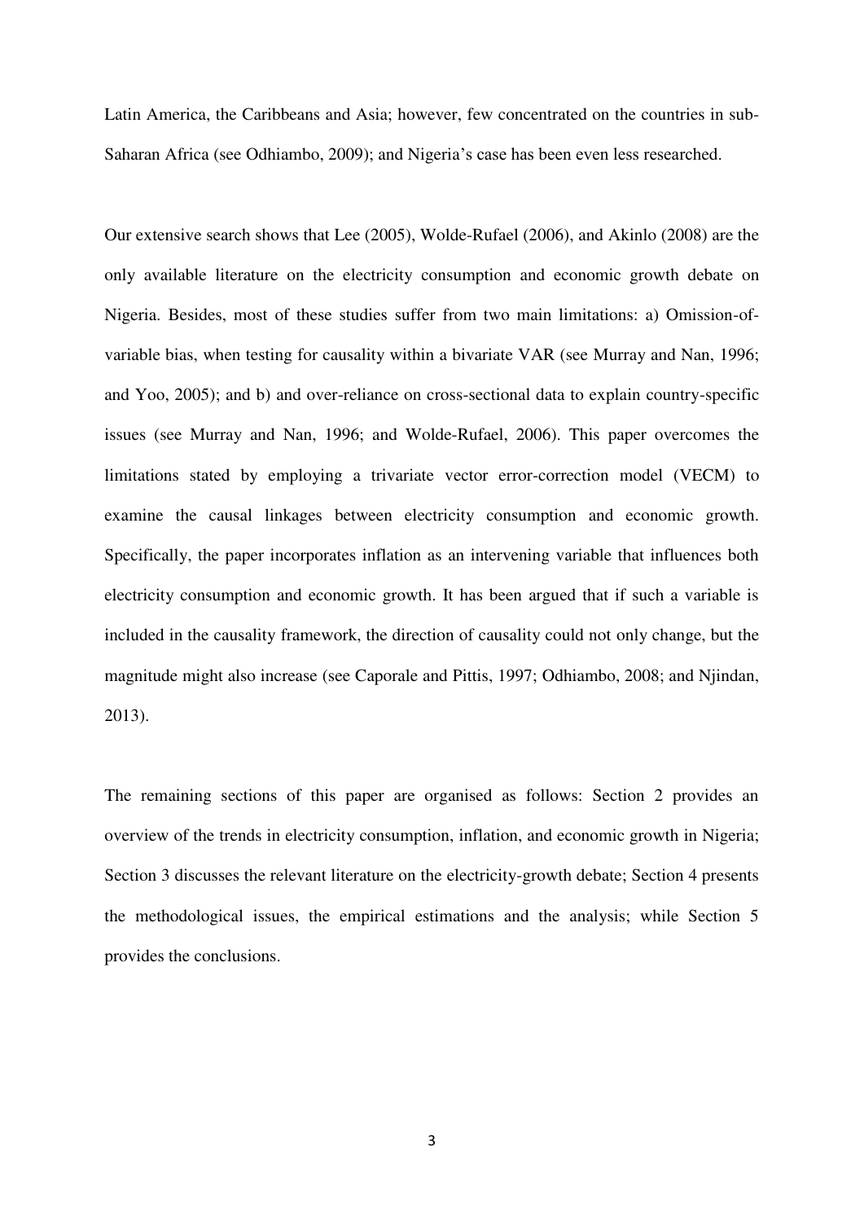Latin America, the Caribbeans and Asia; however, few concentrated on the countries in sub-Saharan Africa (see Odhiambo, 2009); and Nigeria's case has been even less researched.

Our extensive search shows that Lee (2005), Wolde-Rufael (2006), and Akinlo (2008) are the only available literature on the electricity consumption and economic growth debate on Nigeria. Besides, most of these studies suffer from two main limitations: a) Omission-of-variable bias, when testing for causality within a bivariate VAR (see Murray and Nan, 1996; and Yoo, 2005); and b) and over-reliance on cross-sectional data to explain country-specific issues (see Murray and Nan, 1996; and Wolde-Rufael, 2006). This paper overcomes the limitations stated by employing a trivariate vector error-correction model (VECM) to examine the causal linkages between electricity consumption and economic growth. Specifically, the paper incorporates inflation as an intervening variable that influences both electricity consumption and economic growth. It has been argued that if such a variable is included in the causality framework, the direction of causality could not only change, but the magnitude might also increase (see Caporale and Pittis, 1997; Odhiambo, 2008; and Njindan, 2013).

The remaining sections of this paper are organised as follows: Section 2 provides an overview of the trends in electricity consumption, inflation, and economic growth in Nigeria; Section 3 discusses the relevant literature on the electricity-growth debate; Section 4 presents the methodological issues, the empirical estimations and the analysis; while Section 5 provides the conclusions.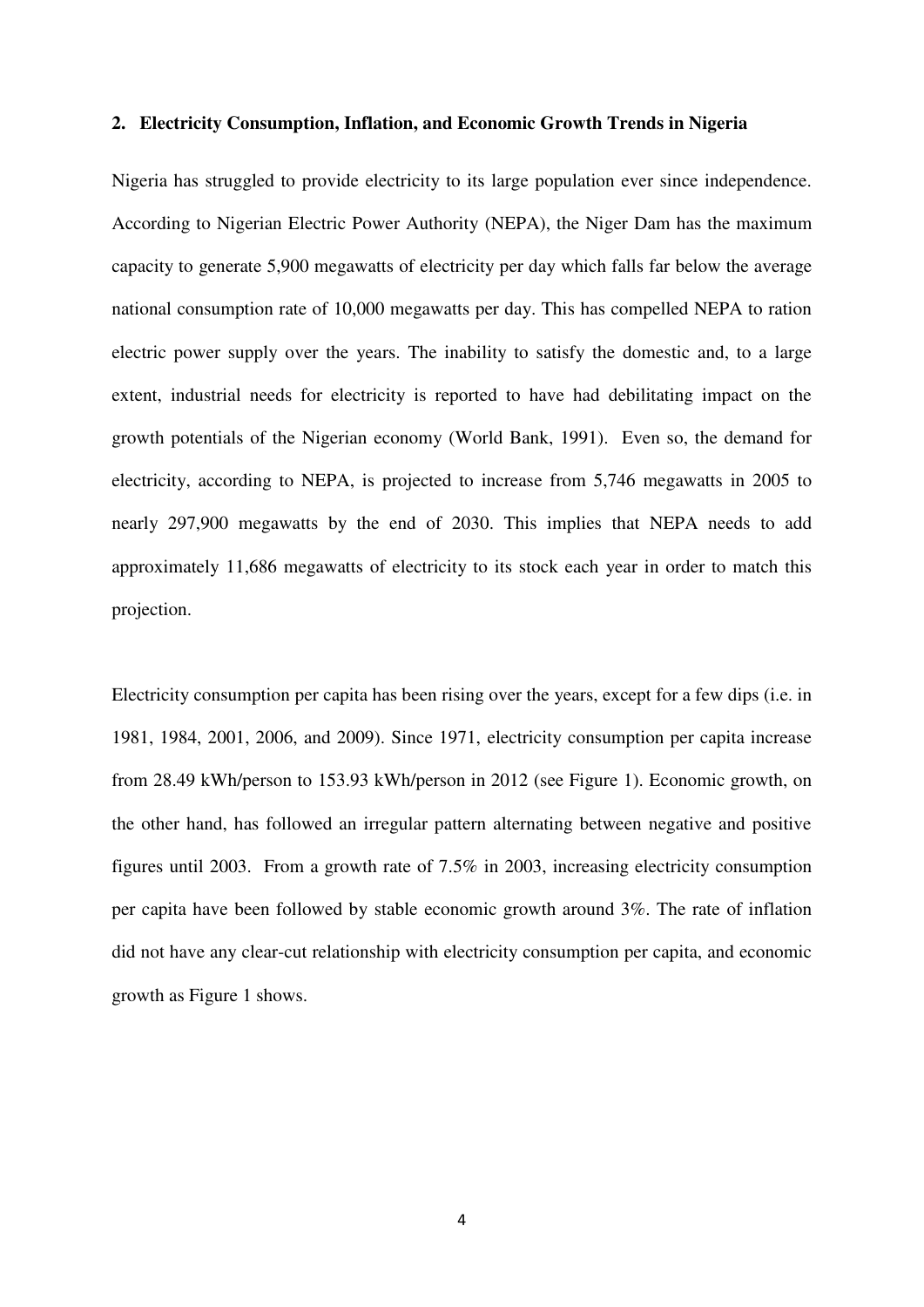## 2. Electricity Consumption, Inflation, and Economic Growth Trends in Nigeria

Nigeria has struggled to provide electricity to its large population ever since independence. According to Nigerian Electric Power Authority (NEPA), the Niger Dam has the maximum capacity to generate 5,900 megawatts of electricity per day which falls far below the average national consumption rate of 10,000 megawatts per day. This has compelled NEPA to ration electric power supply over the years. The inability to satisfy the domestic and, to a large extent, industrial needs for electricity is reported to have had debilitating impact on the growth potentials of the Nigerian economy (World Bank, 1991). Even so, the demand for electricity, according to NEPA, is projected to increase from 5,746 megawatts in 2005 to nearly 297,900 megawatts by the end of 2030. This implies that NEPA needs to add approximately 11,686 megawatts of electricity to its stock each year in order to match this projection.

Electricity consumption per capita has been rising over the years, except for a few dips (i.e. in 1981, 1984, 2001, 2006, and 2009). Since 1971, electricity consumption per capita increase from 28.49 kWh/person to 153.93 kWh/person in 2012 (see Figure 1). Economic growth, on the other hand, has followed an irregular pattern alternating between negative and positive figures until 2003. From a growth rate of 7.5% in 2003, increasing electricity consumption per capita have been followed by stable economic growth around 3%. The rate of inflation did not have any clear-cut relationship with electricity consumption per capita, and economic growth as Figure 1 shows.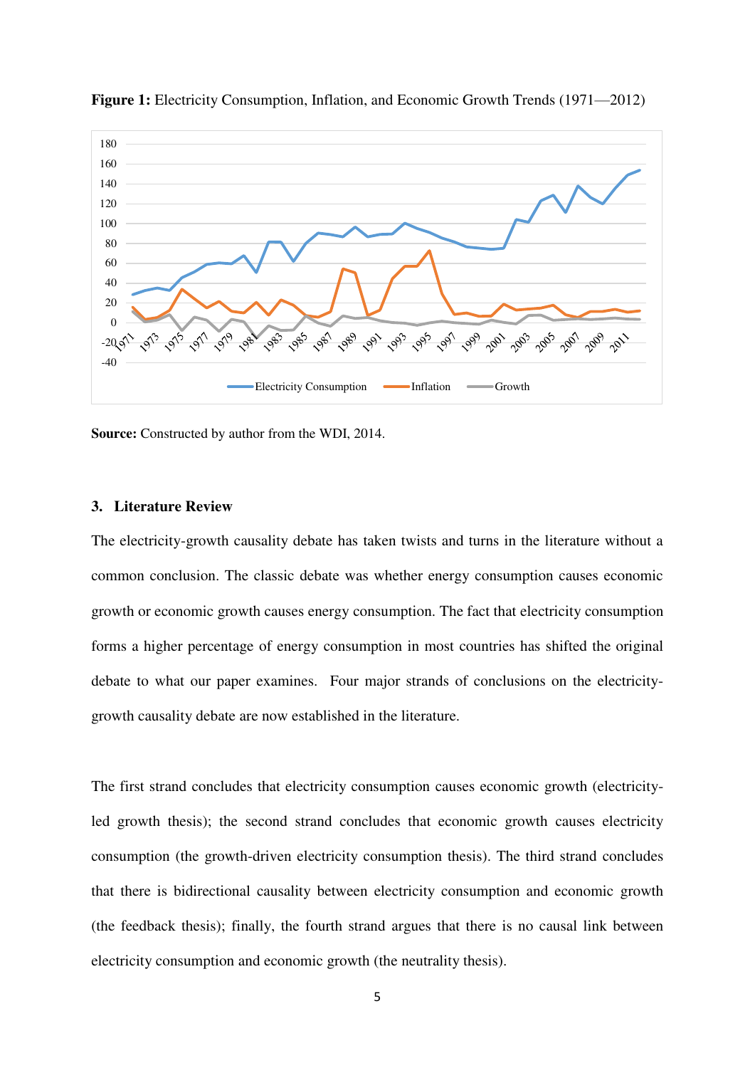**Figure 1:** Electricity Consumption, Inflation, and Economic Growth Trends (1971—2012)

**Source:** Constructed by author from the WDI, 2014.

### 3. Literature Review

The electricity-growth causality debate has taken twists and turns in the literature without a common conclusion. The classic debate was whether energy consumption causes economic growth or economic growth causes energy consumption. The fact that electricity consumption forms a higher percentage of energy consumption in most countries has shifted the original debate to what our paper examines. Four major strands of conclusions on the electricity-growth causality debate are now established in the literature.

The first strand concludes that electricity consumption causes economic growth (electricity-led growth thesis); the second strand concludes that economic growth causes electricity consumption (the growth-driven electricity consumption thesis). The third strand concludes that there is bidirectional causality between electricity consumption and economic growth (the feedback thesis); finally, the fourth strand argues that there is no causal link between electricity consumption and economic growth (the neutrality thesis).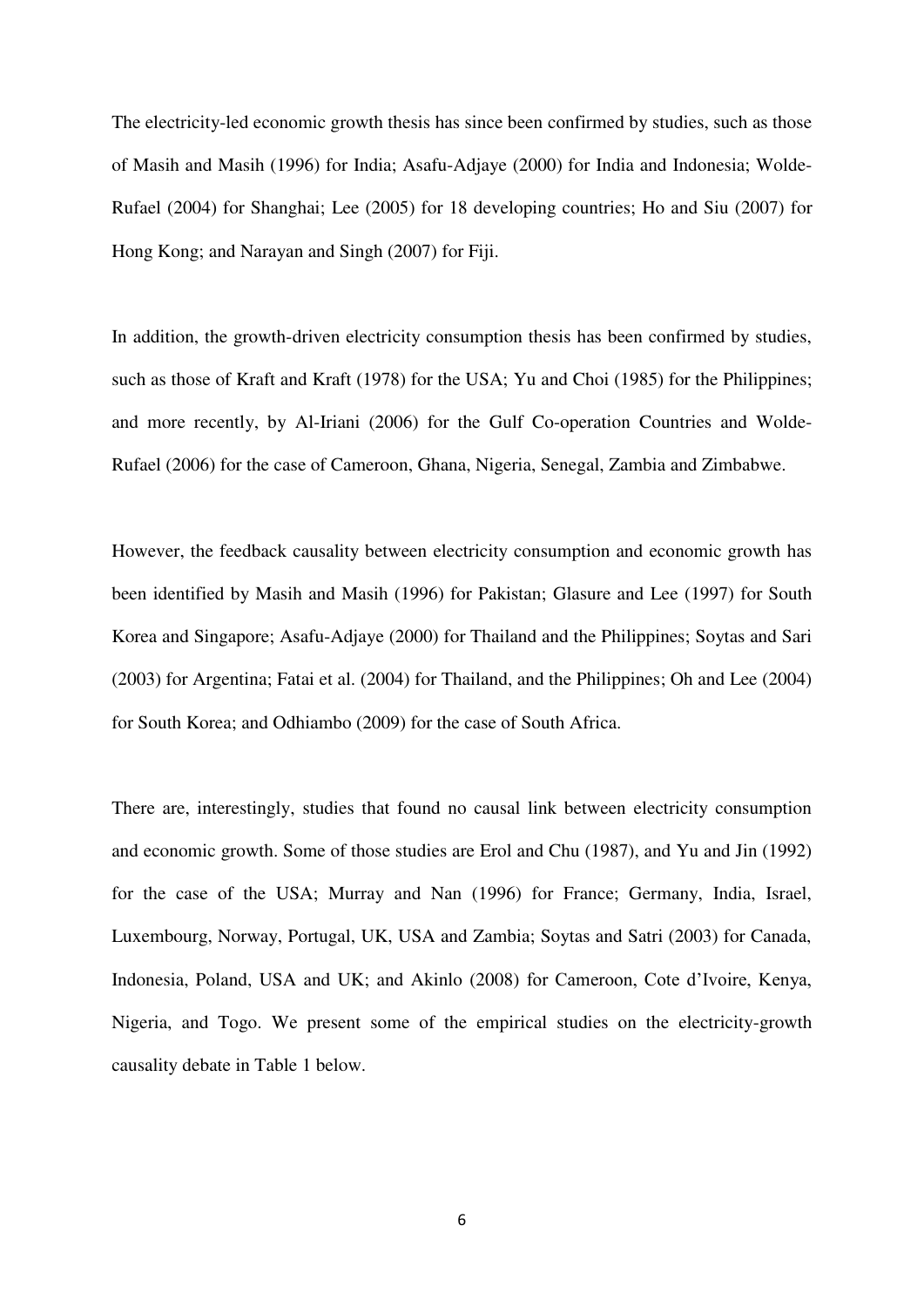The electricity-led economic growth thesis has since been confirmed by studies, such as those of Masih and Masih (1996) for India; Asafu-Adjaye (2000) for India and Indonesia; Wolde-Rufael (2004) for Shanghai; Lee (2005) for 18 developing countries; Ho and Siu (2007) for Hong Kong; and Narayan and Singh (2007) for Fiji.

In addition, the growth-driven electricity consumption thesis has been confirmed by studies, such as those of Kraft and Kraft (1978) for the USA; Yu and Choi (1985) for the Philippines; and more recently, by Al-Iriani (2006) for the Gulf Co-operation Countries and Wolde-Rufael (2006) for the case of Cameroon, Ghana, Nigeria, Senegal, Zambia and Zimbabwe.

However, the feedback causality between electricity consumption and economic growth has been identified by Masih and Masih (1996) for Pakistan; Glasure and Lee (1997) for South Korea and Singapore; Asafu-Adjaye (2000) for Thailand and the Philippines; Soytas and Sari (2003) for Argentina; Fatai et al. (2004) for Thailand, and the Philippines; Oh and Lee (2004) for South Korea; and Odhiambo (2009) for the case of South Africa.

There are, interestingly, studies that found no causal link between electricity consumption and economic growth. Some of those studies are Erol and Chu (1987), and Yu and Jin (1992) for the case of the USA; Murray and Nan (1996) for France; Germany, India, Israel, Luxembourg, Norway, Portugal, UK, USA and Zambia; Soytas and Satri (2003) for Canada, Indonesia, Poland, USA and UK; and Akinlo (2008) for Cameroon, Cote d'Ivoire, Kenya, Nigeria, and Togo. We present some of the empirical studies on the electricity-growth causality debate in Table 1 below.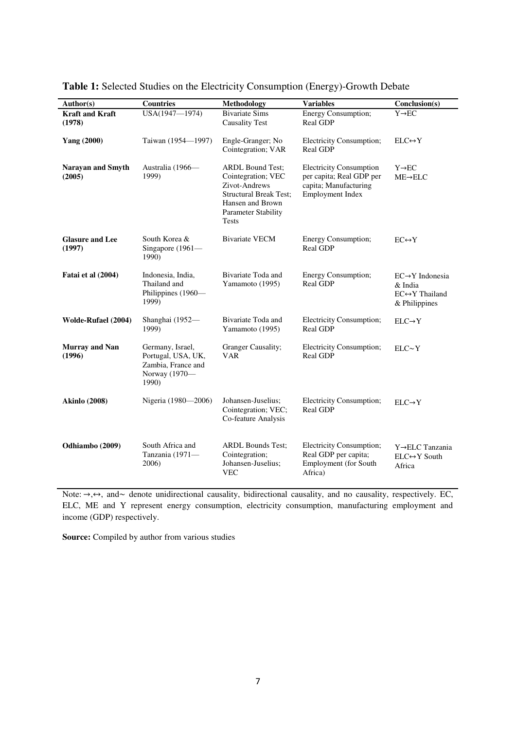**Table 1:** Selected Studies on the Electricity Consumption (Energy)-Growth Debate

| Author(s) | Countries | Methodology | Variables | Conclusion(s) |
|---|---|---|---|---|
| **Kraft and Kraft (1978)** | USA(1947—1974) | Bivariate Sims Causality Test | Energy Consumption; Real GDP | Y→EC |
| **Yang (2000)** | Taiwan (1954—1997) | Engle-Granger; No Cointegration; VAR | Electricity Consumption; Real GDP | ELC↔Y |
| **Narayan and Smyth (2005)** | Australia (1966—1999) | ARDL Bound Test; Cointegration; VEC Zivot-Andrews Structural Break Test; Hansen and Brown Parameter Stability Tests | Electricity Consumption per capita; Real GDP per capita; Manufacturing Employment Index | Y→EC ME→ELC |
| **Glasure and Lee (1997)** | South Korea & Singapore (1961—1990) | Bivariate VECM | Energy Consumption; Real GDP | EC↔Y |
| **Fatai et al (2004)** | Indonesia, India, Thailand and Philippines (1960—1999) | Bivariate Toda and Yamamoto (1995) | Energy Consumption; Real GDP | EC→Y Indonesia & India EC↔Y Thailand & Philippines |
| **Wolde-Rufael (2004)** | Shanghai (1952—1999) | Bivariate Toda and Yamamoto (1995) | Electricity Consumption; Real GDP | ELC→Y |
| **Murray and Nan (1996)** | Germany, Israel, Portugal, USA, UK, Zambia, France and Norway (1970—1990) | Granger Causality; VAR | Electricity Consumption; Real GDP | ELC~Y |
| **Akinlo (2008)** | Nigeria (1980—2006) | Johansen-Juselius; Cointegration; VEC; Co-feature Analysis | Electricity Consumption; Real GDP | ELC→Y |
| **Odhiambo (2009)** | South Africa and Tanzania (1971—2006) | ARDL Bounds Test; Cointegration; Johansen-Juselius; VEC | Electricity Consumption; Real GDP per capita; Employment (for South Africa) | Y→ELC Tanzania ELC↔Y South Africa |

Note: →,↔, and~ denote unidirectional causality, bidirectional causality, and no causality, respectively. EC, ELC, ME and Y represent energy consumption, electricity consumption, manufacturing employment and income (GDP) respectively.

**Source:** Compiled by author from various studies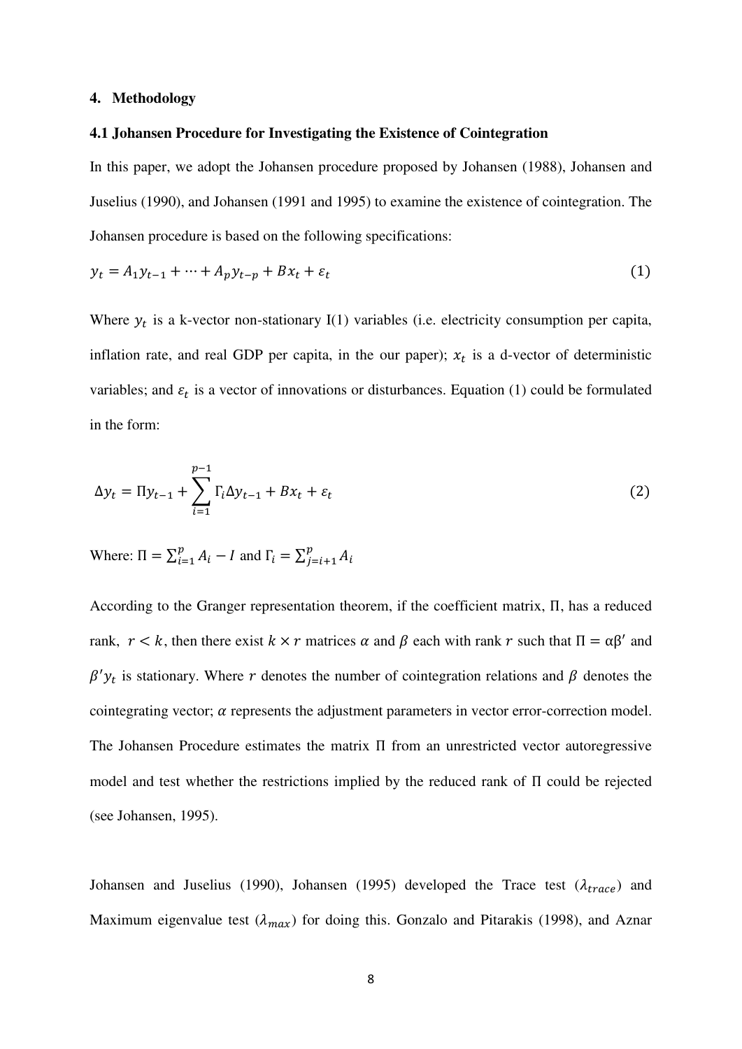## 4. Methodology

### 4.1 Johansen Procedure for Investigating the Existence of Cointegration

In this paper, we adopt the Johansen procedure proposed by Johansen (1988), Johansen and Juselius (1990), and Johansen (1991 and 1995) to examine the existence of cointegration. The Johansen procedure is based on the following specifications:

$$y_t = A_1 y_{t-1} + \cdots + A_p y_{t-p} + Bx_t + \varepsilon_t \tag{1}$$

Where $y_t$ is a k-vector non-stationary I(1) variables (i.e. electricity consumption per capita, inflation rate, and real GDP per capita, in the our paper); $x_t$ is a d-vector of deterministic variables; and $\varepsilon_t$ is a vector of innovations or disturbances. Equation (1) could be formulated in the form:

$$\Delta y_t = \Pi y_{t-1} + \sum_{i=1}^{p-1} \Gamma_i \Delta y_{t-1} + Bx_t + \varepsilon_t \tag{2}$$

Where: $\Pi = \sum_{i=1}^{p} A_i - I$ and $\Gamma_i = \sum_{j=i+1}^{p} A_i$

According to the Granger representation theorem, if the coefficient matrix, $\Pi$, has a reduced rank, $r < k$, then there exist $k \times r$ matrices $\alpha$ and $\beta$ each with rank $r$ such that $\Pi = \alpha\beta'$ and $\beta' y_t$ is stationary. Where $r$ denotes the number of cointegration relations and $\beta$ denotes the cointegrating vector; $\alpha$ represents the adjustment parameters in vector error-correction model. The Johansen Procedure estimates the matrix $\Pi$ from an unrestricted vector autoregressive model and test whether the restrictions implied by the reduced rank of $\Pi$ could be rejected (see Johansen, 1995).

Johansen and Juselius (1990), Johansen (1995) developed the Trace test ($\lambda_{trace}$) and Maximum eigenvalue test ($\lambda_{max}$) for doing this. Gonzalo and Pitarakis (1998), and Aznar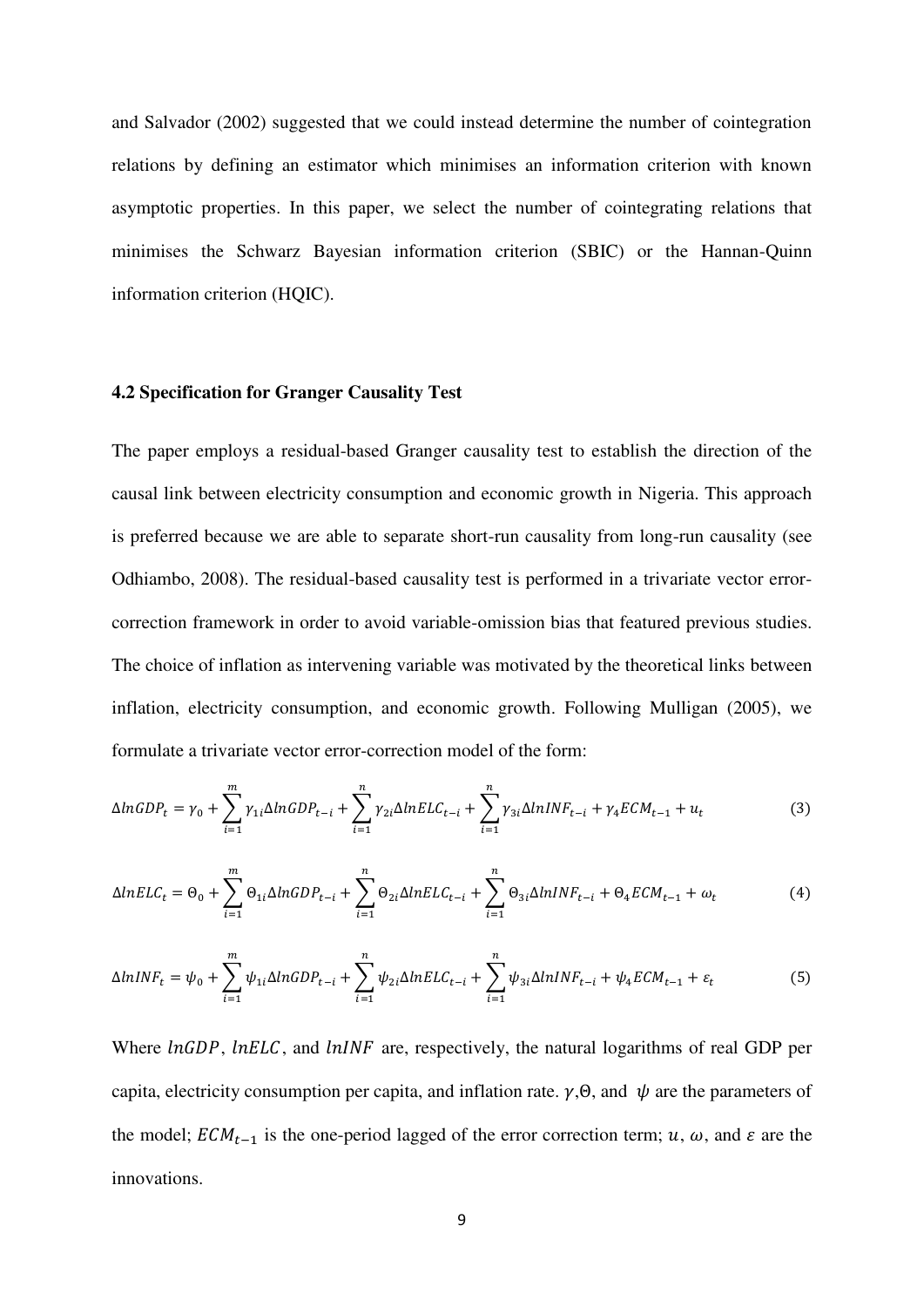and Salvador (2002) suggested that we could instead determine the number of cointegration relations by defining an estimator which minimises an information criterion with known asymptotic properties. In this paper, we select the number of cointegrating relations that minimises the Schwarz Bayesian information criterion (SBIC) or the Hannan-Quinn information criterion (HQIC).

### 4.2 Specification for Granger Causality Test

The paper employs a residual-based Granger causality test to establish the direction of the causal link between electricity consumption and economic growth in Nigeria. This approach is preferred because we are able to separate short-run causality from long-run causality (see Odhiambo, 2008). The residual-based causality test is performed in a trivariate vector error-correction framework in order to avoid variable-omission bias that featured previous studies. The choice of inflation as intervening variable was motivated by the theoretical links between inflation, electricity consumption, and economic growth. Following Mulligan (2005), we formulate a trivariate vector error-correction model of the form:

$$\Delta lnGDP_t = \gamma_0 + \sum_{i=1}^{m} \gamma_{1i} \Delta lnGDP_{t-i} + \sum_{i=1}^{n} \gamma_{2i} \Delta lnELC_{t-i} + \sum_{i=1}^{n} \gamma_{3i} \Delta lnINF_{t-i} + \gamma_4 ECM_{t-1} + u_t \quad (3)$$

$$\Delta lnELC_t = \Theta_0 + \sum_{i=1}^{m} \Theta_{1i} \Delta lnGDP_{t-i} + \sum_{i=1}^{n} \Theta_{2i} \Delta lnELC_{t-i} + \sum_{i=1}^{n} \Theta_{3i} \Delta lnINF_{t-i} + \Theta_4 ECM_{t-1} + \omega_t \quad (4)$$

$$\Delta lnINF_t = \psi_0 + \sum_{i=1}^{m} \psi_{1i} \Delta lnGDP_{t-i} + \sum_{i=1}^{n} \psi_{2i} \Delta lnELC_{t-i} + \sum_{i=1}^{n} \psi_{3i} \Delta lnINF_{t-i} + \psi_4 ECM_{t-1} + \varepsilon_t \quad (5)$$

Where $lnGDP$, $lnELC$, and $lnINF$ are, respectively, the natural logarithms of real GDP per capita, electricity consumption per capita, and inflation rate. $\gamma$, $\Theta$, and $\psi$ are the parameters of the model; $ECM_{t-1}$ is the one-period lagged of the error correction term; $u$, $\omega$, and $\varepsilon$ are the innovations.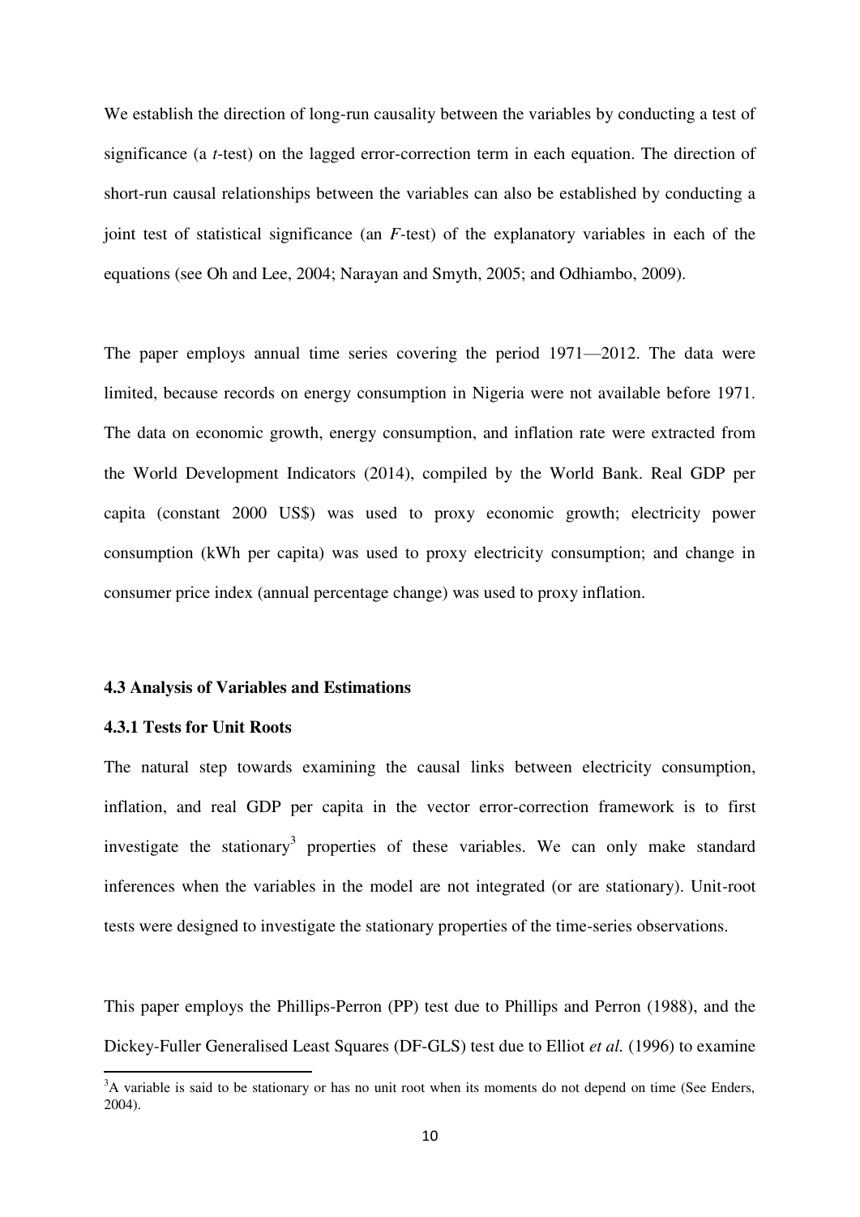We establish the direction of long-run causality between the variables by conducting a test of significance (a *t*-test) on the lagged error-correction term in each equation. The direction of short-run causal relationships between the variables can also be established by conducting a joint test of statistical significance (an *F*-test) of the explanatory variables in each of the equations (see Oh and Lee, 2004; Narayan and Smyth, 2005; and Odhiambo, 2009).

The paper employs annual time series covering the period 1971—2012. The data were limited, because records on energy consumption in Nigeria were not available before 1971. The data on economic growth, energy consumption, and inflation rate were extracted from the World Development Indicators (2014), compiled by the World Bank. Real GDP per capita (constant 2000 US$) was used to proxy economic growth; electricity power consumption (kWh per capita) was used to proxy electricity consumption; and change in consumer price index (annual percentage change) was used to proxy inflation.

### 4.3 Analysis of Variables and Estimations

#### 4.3.1 Tests for Unit Roots

The natural step towards examining the causal links between electricity consumption, inflation, and real GDP per capita in the vector error-correction framework is to first investigate the stationary[3] properties of these variables. We can only make standard inferences when the variables in the model are not integrated (or are stationary). Unit-root tests were designed to investigate the stationary properties of the time-series observations.

This paper employs the Phillips-Perron (PP) test due to Phillips and Perron (1988), and the Dickey-Fuller Generalised Least Squares (DF-GLS) test due to Elliot *et al.* (1996) to examine

[3] A variable is said to be stationary or has no unit root when its moments do not depend on time (See Enders, 2004).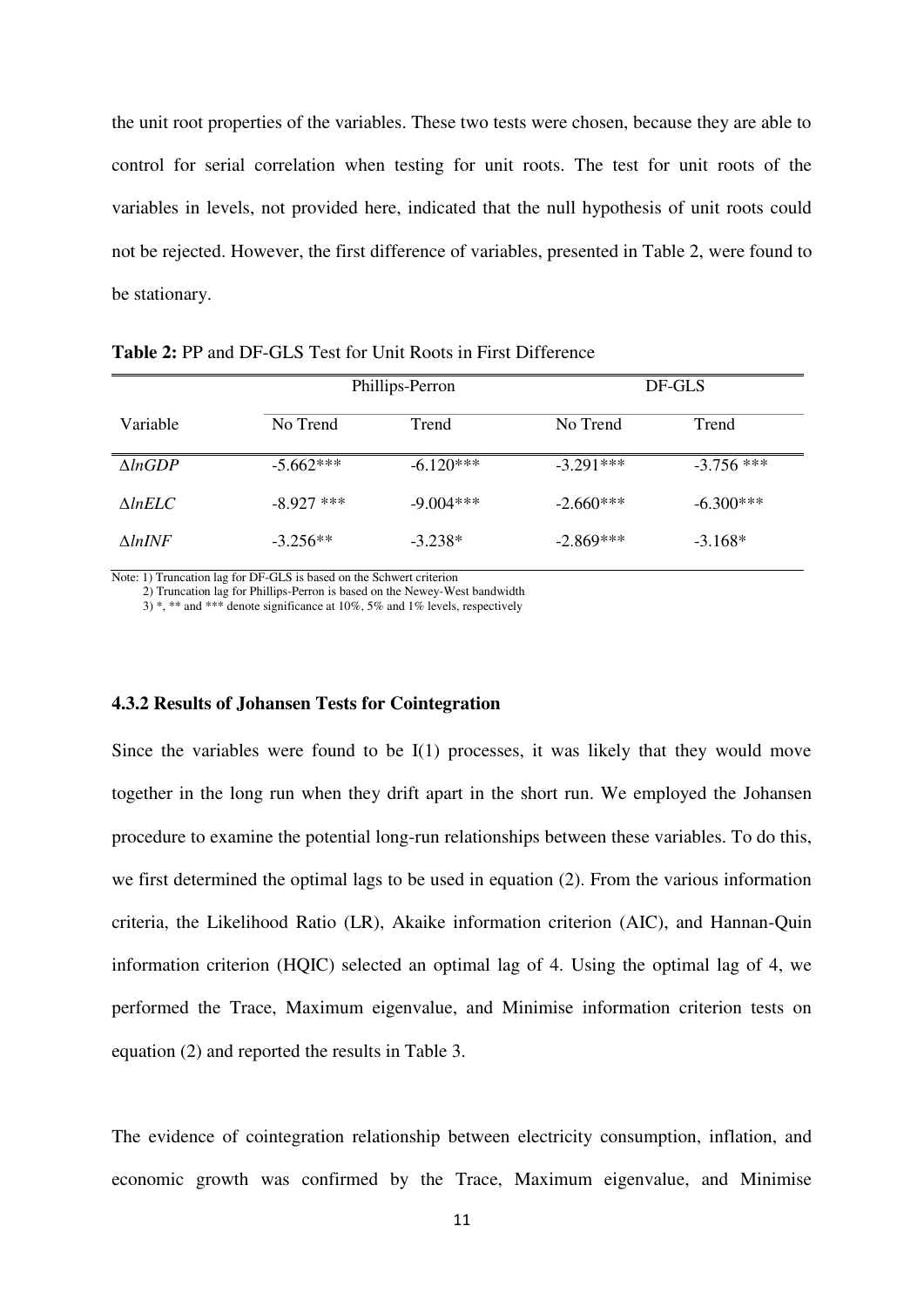the unit root properties of the variables. These two tests were chosen, because they are able to control for serial correlation when testing for unit roots. The test for unit roots of the variables in levels, not provided here, indicated that the null hypothesis of unit roots could not be rejected. However, the first difference of variables, presented in Table 2, were found to be stationary.

**Table 2:** PP and DF-GLS Test for Unit Roots in First Difference

| | Phillips-Perron | | DF-GLS | |
|---|---|---|---|---|
| Variable | No Trend | Trend | No Trend | Trend |
| $\Delta lnGDP$ | -5.662*** | -6.120*** | -3.291*** | -3.756 *** |
| $\Delta lnELC$ | -8.927 *** | -9.004*** | -2.660*** | -6.300*** |
| $\Delta lnINF$ | -3.256** | -3.238* | -2.869*** | -3.168* |

Note: 1) Truncation lag for DF-GLS is based on the Schwert criterion
2) Truncation lag for Phillips-Perron is based on the Newey-West bandwidth
3) *, ** and *** denote significance at 10%, 5% and 1% levels, respectively

### 4.3.2 Results of Johansen Tests for Cointegration

Since the variables were found to be I(1) processes, it was likely that they would move together in the long run when they drift apart in the short run. We employed the Johansen procedure to examine the potential long-run relationships between these variables. To do this, we first determined the optimal lags to be used in equation (2). From the various information criteria, the Likelihood Ratio (LR), Akaike information criterion (AIC), and Hannan-Quin information criterion (HQIC) selected an optimal lag of 4. Using the optimal lag of 4, we performed the Trace, Maximum eigenvalue, and Minimise information criterion tests on equation (2) and reported the results in Table 3.

The evidence of cointegration relationship between electricity consumption, inflation, and economic growth was confirmed by the Trace, Maximum eigenvalue, and Minimise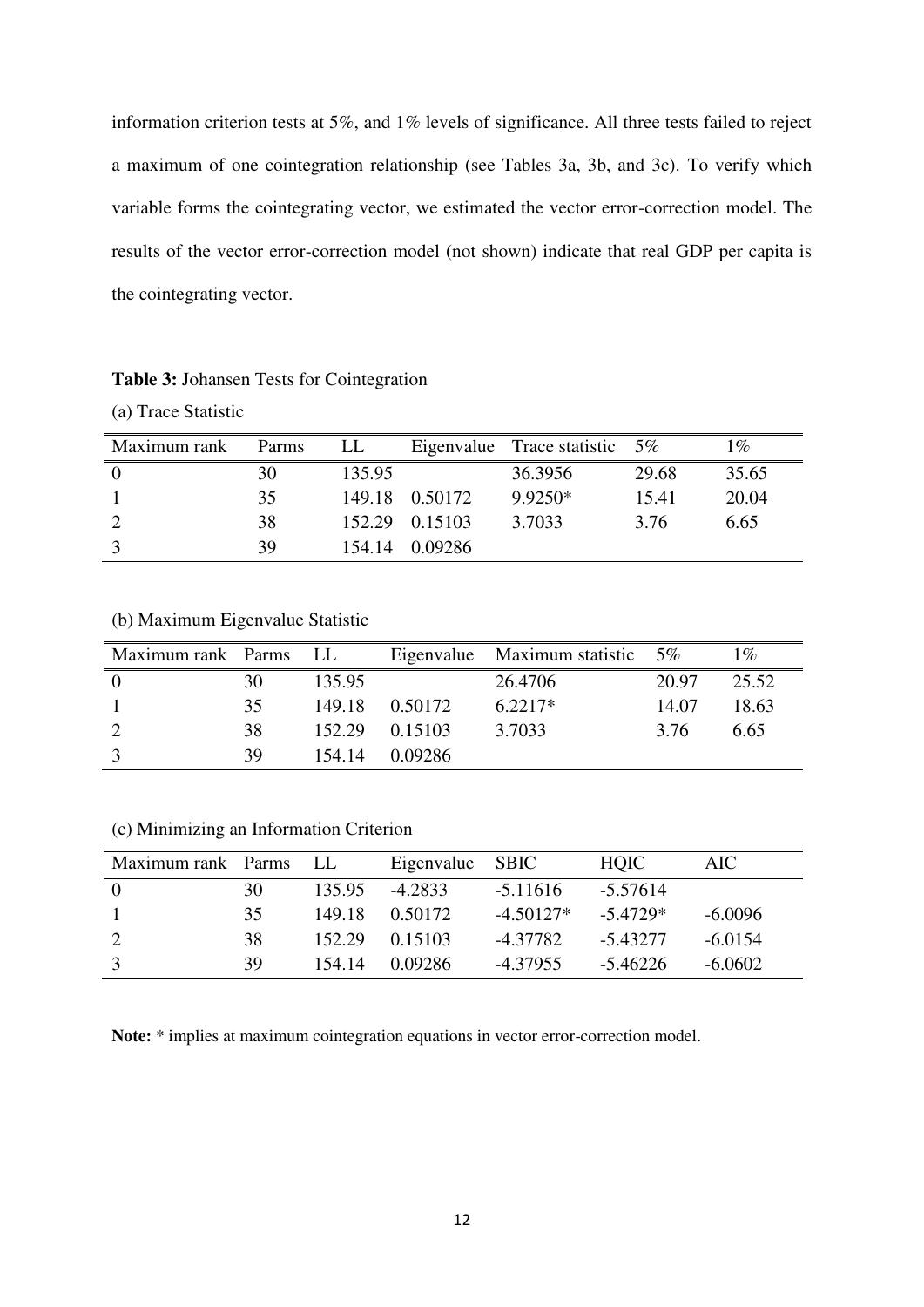information criterion tests at 5%, and 1% levels of significance. All three tests failed to reject a maximum of one cointegration relationship (see Tables 3a, 3b, and 3c). To verify which variable forms the cointegrating vector, we estimated the vector error-correction model. The results of the vector error-correction model (not shown) indicate that real GDP per capita is the cointegrating vector.

**Table 3:** Johansen Tests for Cointegration

(a) Trace Statistic

| Maximum rank | Parms | LL | Eigenvalue | Trace statistic | 5% | 1% |
|---|---|---|---|---|---|---|
| 0 | 30 | 135.95 | | 36.3956 | 29.68 | 35.65 |
| 1 | 35 | 149.18 | 0.50172 | 9.9250* | 15.41 | 20.04 |
| 2 | 38 | 152.29 | 0.15103 | 3.7033 | 3.76 | 6.65 |
| 3 | 39 | 154.14 | 0.09286 | | | |

(b) Maximum Eigenvalue Statistic

| Maximum rank | Parms | LL | Eigenvalue | Maximum statistic | 5% | 1% |
|---|---|---|---|---|---|---|
| 0 | 30 | 135.95 | | 26.4706 | 20.97 | 25.52 |
| 1 | 35 | 149.18 | 0.50172 | 6.2217* | 14.07 | 18.63 |
| 2 | 38 | 152.29 | 0.15103 | 3.7033 | 3.76 | 6.65 |
| 3 | 39 | 154.14 | 0.09286 | | | |

(c) Minimizing an Information Criterion

| Maximum rank | Parms | LL | Eigenvalue | SBIC | HQIC | AIC |
|---|---|---|---|---|---|---|
| 0 | 30 | 135.95 | -4.2833 | -5.11616 | -5.57614 | |
| 1 | 35 | 149.18 | 0.50172 | -4.50127* | -5.4729* | -6.0096 |
| 2 | 38 | 152.29 | 0.15103 | -4.37782 | -5.43277 | -6.0154 |
| 3 | 39 | 154.14 | 0.09286 | -4.37955 | -5.46226 | -6.0602 |

**Note:** * implies at maximum cointegration equations in vector error-correction model.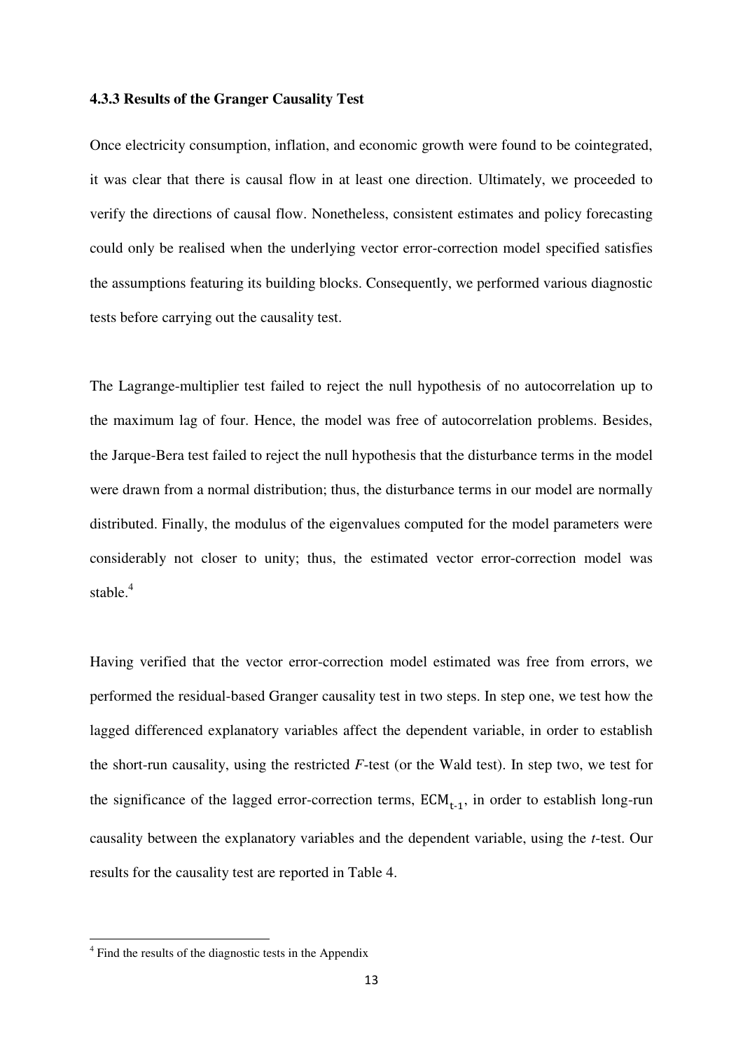### 4.3.3 Results of the Granger Causality Test

Once electricity consumption, inflation, and economic growth were found to be cointegrated, it was clear that there is causal flow in at least one direction. Ultimately, we proceeded to verify the directions of causal flow. Nonetheless, consistent estimates and policy forecasting could only be realised when the underlying vector error-correction model specified satisfies the assumptions featuring its building blocks. Consequently, we performed various diagnostic tests before carrying out the causality test.

The Lagrange-multiplier test failed to reject the null hypothesis of no autocorrelation up to the maximum lag of four. Hence, the model was free of autocorrelation problems. Besides, the Jarque-Bera test failed to reject the null hypothesis that the disturbance terms in the model were drawn from a normal distribution; thus, the disturbance terms in our model are normally distributed. Finally, the modulus of the eigenvalues computed for the model parameters were considerably not closer to unity; thus, the estimated vector error-correction model was stable.[4]

Having verified that the vector error-correction model estimated was free from errors, we performed the residual-based Granger causality test in two steps. In step one, we test how the lagged differenced explanatory variables affect the dependent variable, in order to establish the short-run causality, using the restricted *F*-test (or the Wald test). In step two, we test for the significance of the lagged error-correction terms, $\mathrm{ECM}_{t\text{-}1}$, in order to establish long-run causality between the explanatory variables and the dependent variable, using the *t*-test. Our results for the causality test are reported in Table 4.

[4] Find the results of the diagnostic tests in the Appendix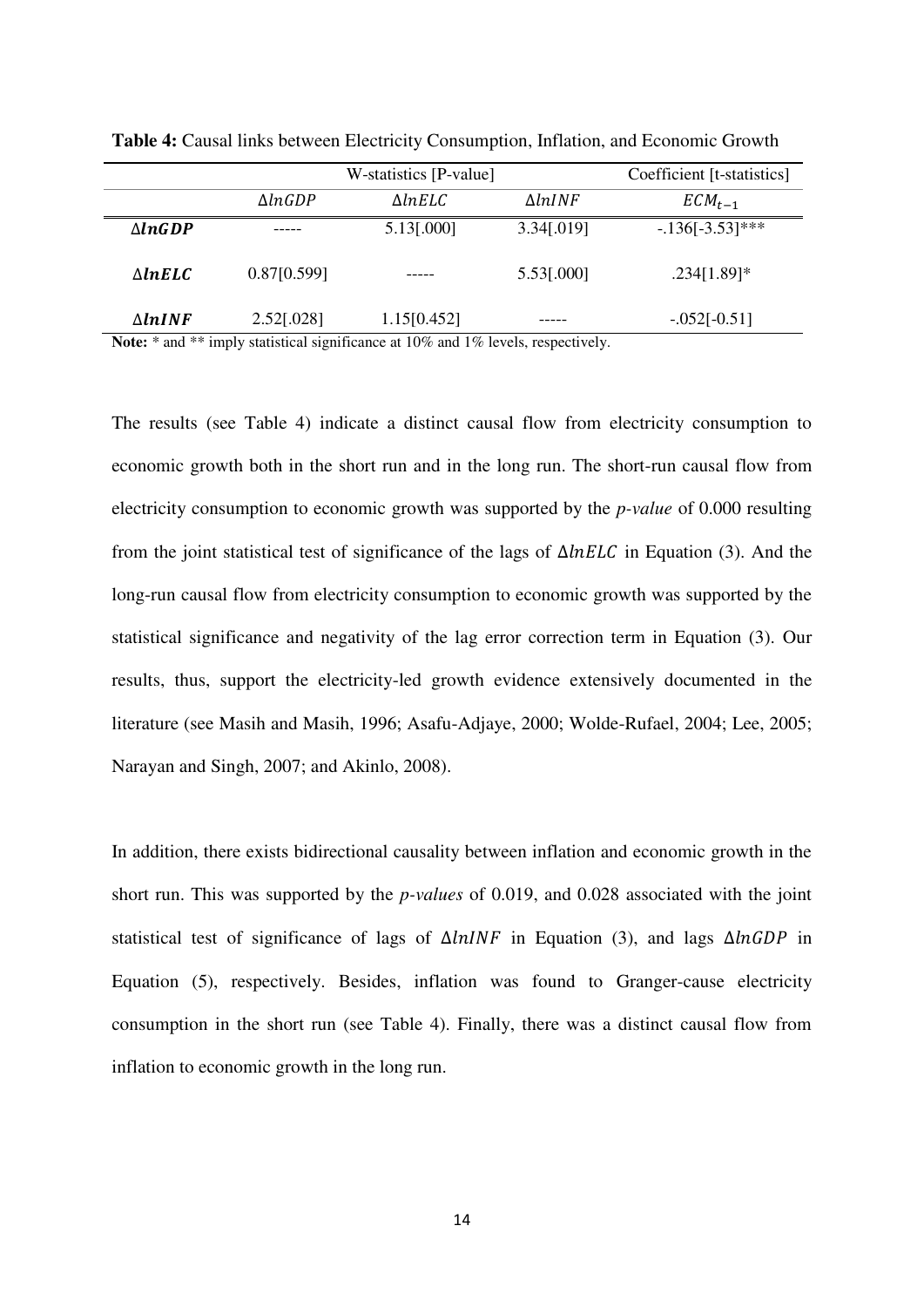**Table 4:** Causal links between Electricity Consumption, Inflation, and Economic Growth

| | W-statistics [P-value] | | | Coefficient [t-statistics] |
|---|---|---|---|---|
| | $\Delta lnGDP$ | $\Delta lnELC$ | $\Delta lnINF$ | $ECM_{t-1}$ |
| $\boldsymbol{\Delta lnGDP}$ | ----- | 5.13[.000] | 3.34[.019] | -.136[-3.53]*** |
| $\boldsymbol{\Delta lnELC}$ | 0.87[0.599] | ----- | 5.53[.000] | .234[1.89]* |
| $\boldsymbol{\Delta lnINF}$ | 2.52[.028] | 1.15[0.452] | ----- | -.052[-0.51] |

**Note:** * and ** imply statistical significance at 10% and 1% levels, respectively.

The results (see Table 4) indicate a distinct causal flow from electricity consumption to economic growth both in the short run and in the long run. The short-run causal flow from electricity consumption to economic growth was supported by the *p-value* of 0.000 resulting from the joint statistical test of significance of the lags of $\Delta lnELC$ in Equation (3). And the long-run causal flow from electricity consumption to economic growth was supported by the statistical significance and negativity of the lag error correction term in Equation (3). Our results, thus, support the electricity-led growth evidence extensively documented in the literature (see Masih and Masih, 1996; Asafu-Adjaye, 2000; Wolde-Rufael, 2004; Lee, 2005; Narayan and Singh, 2007; and Akinlo, 2008).

In addition, there exists bidirectional causality between inflation and economic growth in the short run. This was supported by the *p-values* of 0.019, and 0.028 associated with the joint statistical test of significance of lags of $\Delta lnINF$ in Equation (3), and lags $\Delta lnGDP$ in Equation (5), respectively. Besides, inflation was found to Granger-cause electricity consumption in the short run (see Table 4). Finally, there was a distinct causal flow from inflation to economic growth in the long run.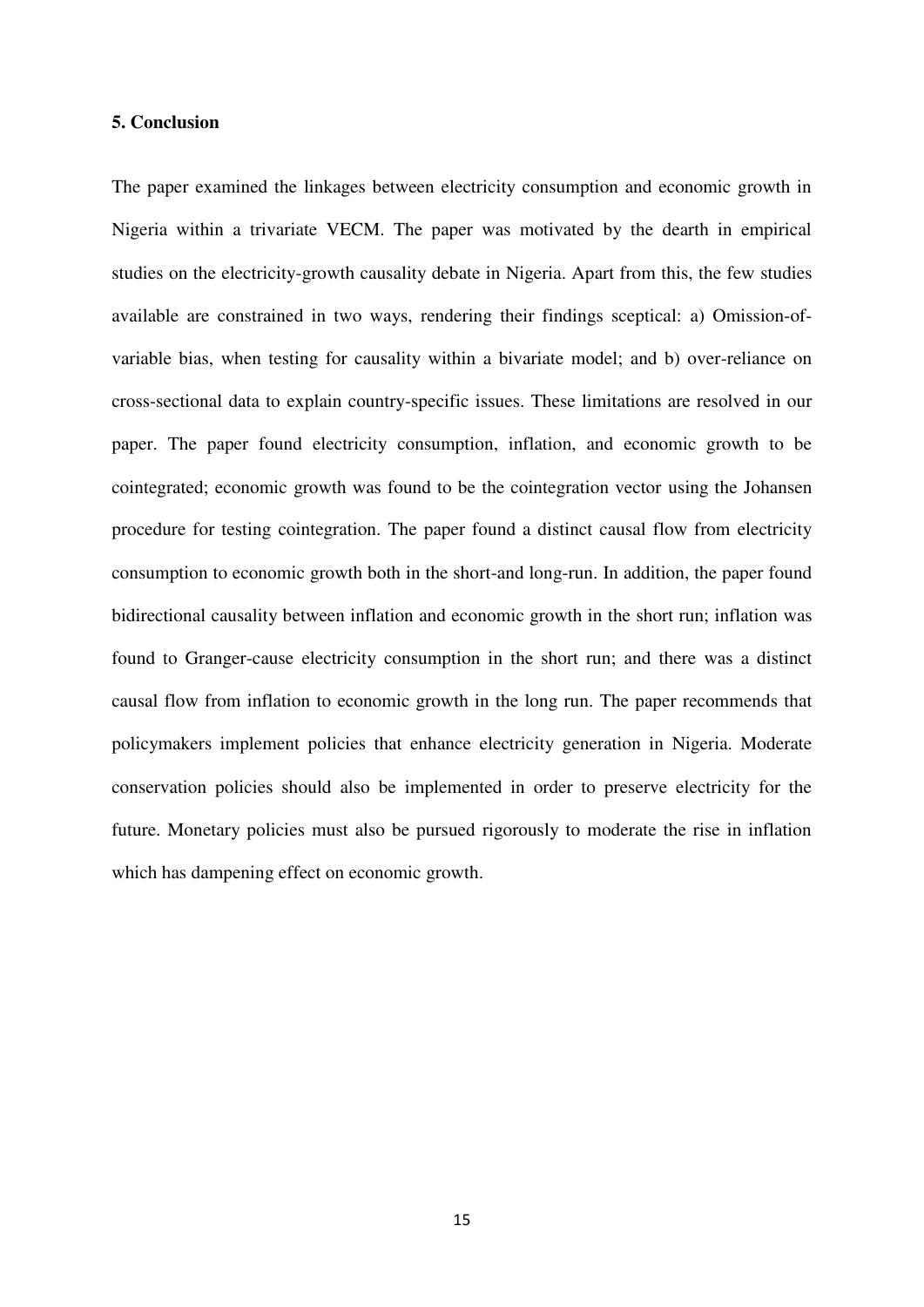## 5. Conclusion

The paper examined the linkages between electricity consumption and economic growth in Nigeria within a trivariate VECM. The paper was motivated by the dearth in empirical studies on the electricity-growth causality debate in Nigeria. Apart from this, the few studies available are constrained in two ways, rendering their findings sceptical: a) Omission-of-variable bias, when testing for causality within a bivariate model; and b) over-reliance on cross-sectional data to explain country-specific issues. These limitations are resolved in our paper. The paper found electricity consumption, inflation, and economic growth to be cointegrated; economic growth was found to be the cointegration vector using the Johansen procedure for testing cointegration. The paper found a distinct causal flow from electricity consumption to economic growth both in the short-and long-run. In addition, the paper found bidirectional causality between inflation and economic growth in the short run; inflation was found to Granger-cause electricity consumption in the short run; and there was a distinct causal flow from inflation to economic growth in the long run. The paper recommends that policymakers implement policies that enhance electricity generation in Nigeria. Moderate conservation policies should also be implemented in order to preserve electricity for the future. Monetary policies must also be pursued rigorously to moderate the rise in inflation which has dampening effect on economic growth.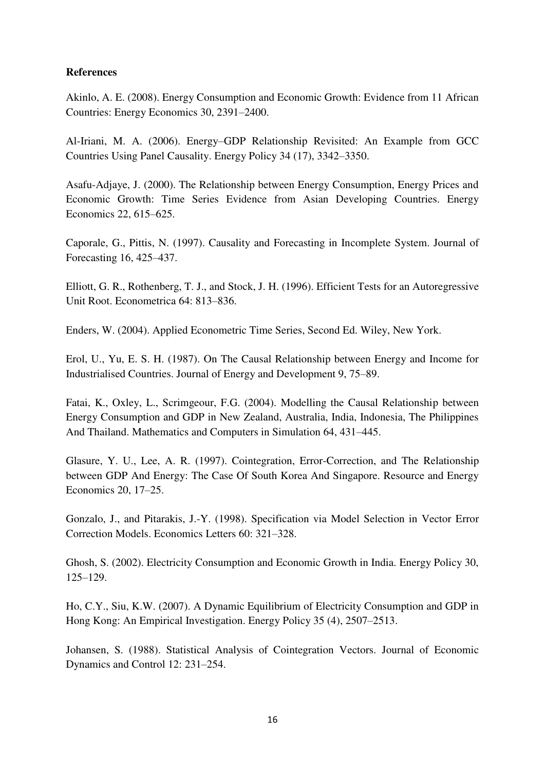**References**

Akinlo, A. E. (2008). Energy Consumption and Economic Growth: Evidence from 11 African Countries: Energy Economics 30, 2391–2400.

Al-Iriani, M. A. (2006). Energy–GDP Relationship Revisited: An Example from GCC Countries Using Panel Causality. Energy Policy 34 (17), 3342–3350.

Asafu-Adjaye, J. (2000). The Relationship between Energy Consumption, Energy Prices and Economic Growth: Time Series Evidence from Asian Developing Countries. Energy Economics 22, 615–625.

Caporale, G., Pittis, N. (1997). Causality and Forecasting in Incomplete System. Journal of Forecasting 16, 425–437.

Elliott, G. R., Rothenberg, T. J., and Stock, J. H. (1996). Efficient Tests for an Autoregressive Unit Root. Econometrica 64: 813–836.

Enders, W. (2004). Applied Econometric Time Series, Second Ed. Wiley, New York.

Erol, U., Yu, E. S. H. (1987). On The Causal Relationship between Energy and Income for Industrialised Countries. Journal of Energy and Development 9, 75–89.

Fatai, K., Oxley, L., Scrimgeour, F.G. (2004). Modelling the Causal Relationship between Energy Consumption and GDP in New Zealand, Australia, India, Indonesia, The Philippines And Thailand. Mathematics and Computers in Simulation 64, 431–445.

Glasure, Y. U., Lee, A. R. (1997). Cointegration, Error-Correction, and The Relationship between GDP And Energy: The Case Of South Korea And Singapore. Resource and Energy Economics 20, 17–25.

Gonzalo, J., and Pitarakis, J.-Y. (1998). Specification via Model Selection in Vector Error Correction Models. Economics Letters 60: 321–328.

Ghosh, S. (2002). Electricity Consumption and Economic Growth in India. Energy Policy 30, 125–129.

Ho, C.Y., Siu, K.W. (2007). A Dynamic Equilibrium of Electricity Consumption and GDP in Hong Kong: An Empirical Investigation. Energy Policy 35 (4), 2507–2513.

Johansen, S. (1988). Statistical Analysis of Cointegration Vectors. Journal of Economic Dynamics and Control 12: 231–254.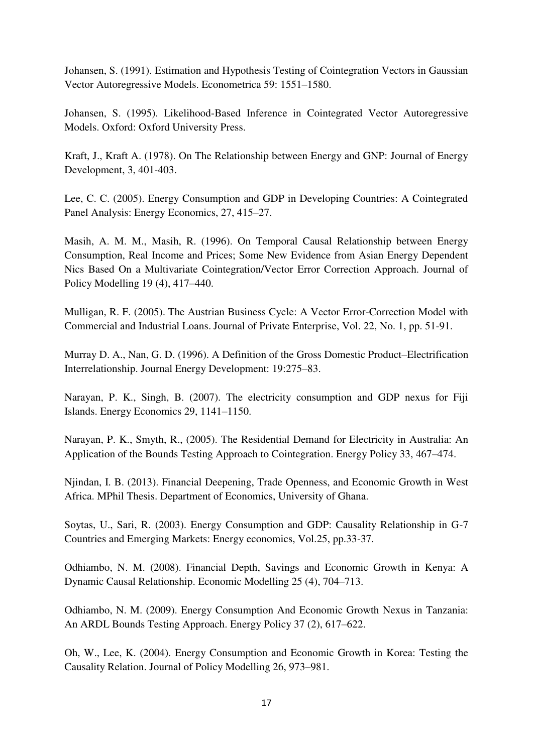Johansen, S. (1991). Estimation and Hypothesis Testing of Cointegration Vectors in Gaussian Vector Autoregressive Models. Econometrica 59: 1551–1580.

Johansen, S. (1995). Likelihood-Based Inference in Cointegrated Vector Autoregressive Models. Oxford: Oxford University Press.

Kraft, J., Kraft A. (1978). On The Relationship between Energy and GNP: Journal of Energy Development, 3, 401-403.

Lee, C. C. (2005). Energy Consumption and GDP in Developing Countries: A Cointegrated Panel Analysis: Energy Economics, 27, 415–27.

Masih, A. M. M., Masih, R. (1996). On Temporal Causal Relationship between Energy Consumption, Real Income and Prices; Some New Evidence from Asian Energy Dependent Nics Based On a Multivariate Cointegration/Vector Error Correction Approach. Journal of Policy Modelling 19 (4), 417–440.

Mulligan, R. F. (2005). The Austrian Business Cycle: A Vector Error-Correction Model with Commercial and Industrial Loans. Journal of Private Enterprise, Vol. 22, No. 1, pp. 51-91.

Murray D. A., Nan, G. D. (1996). A Definition of the Gross Domestic Product–Electrification Interrelationship. Journal Energy Development: 19:275–83.

Narayan, P. K., Singh, B. (2007). The electricity consumption and GDP nexus for Fiji Islands. Energy Economics 29, 1141–1150.

Narayan, P. K., Smyth, R., (2005). The Residential Demand for Electricity in Australia: An Application of the Bounds Testing Approach to Cointegration. Energy Policy 33, 467–474.

Njindan, I. B. (2013). Financial Deepening, Trade Openness, and Economic Growth in West Africa. MPhil Thesis. Department of Economics, University of Ghana.

Soytas, U., Sari, R. (2003). Energy Consumption and GDP: Causality Relationship in G-7 Countries and Emerging Markets: Energy economics, Vol.25, pp.33-37.

Odhiambo, N. M. (2008). Financial Depth, Savings and Economic Growth in Kenya: A Dynamic Causal Relationship. Economic Modelling 25 (4), 704–713.

Odhiambo, N. M. (2009). Energy Consumption And Economic Growth Nexus in Tanzania: An ARDL Bounds Testing Approach. Energy Policy 37 (2), 617–622.

Oh, W., Lee, K. (2004). Energy Consumption and Economic Growth in Korea: Testing the Causality Relation. Journal of Policy Modelling 26, 973–981.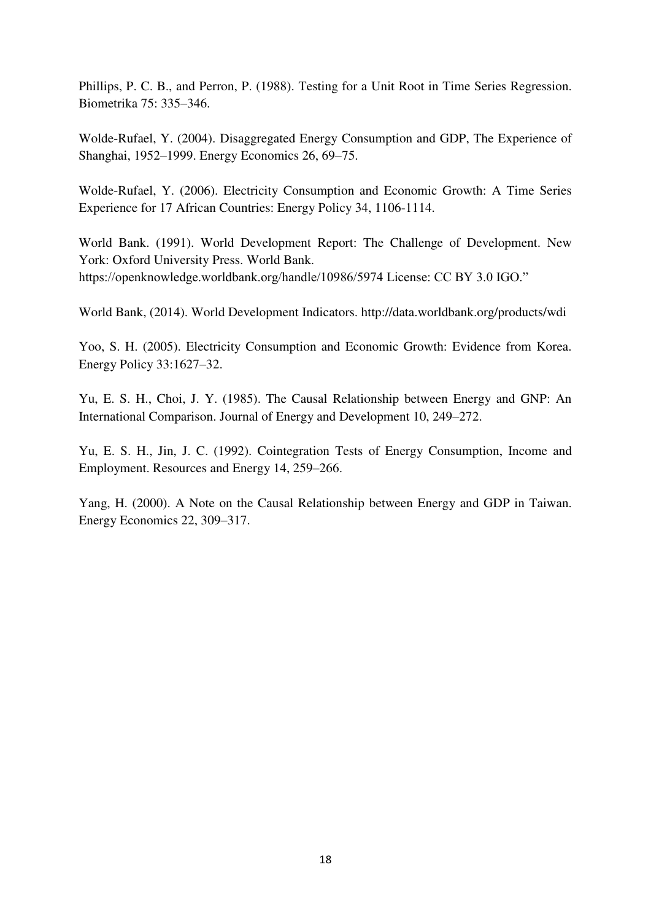Phillips, P. C. B., and Perron, P. (1988). Testing for a Unit Root in Time Series Regression. Biometrika 75: 335–346.

Wolde-Rufael, Y. (2004). Disaggregated Energy Consumption and GDP, The Experience of Shanghai, 1952–1999. Energy Economics 26, 69–75.

Wolde-Rufael, Y. (2006). Electricity Consumption and Economic Growth: A Time Series Experience for 17 African Countries: Energy Policy 34, 1106-1114.

World Bank. (1991). World Development Report: The Challenge of Development. New York: Oxford University Press. World Bank. https://openknowledge.worldbank.org/handle/10986/5974 License: CC BY 3.0 IGO."

World Bank, (2014). World Development Indicators. http://data.worldbank.org/products/wdi

Yoo, S. H. (2005). Electricity Consumption and Economic Growth: Evidence from Korea. Energy Policy 33:1627–32.

Yu, E. S. H., Choi, J. Y. (1985). The Causal Relationship between Energy and GNP: An International Comparison. Journal of Energy and Development 10, 249–272.

Yu, E. S. H., Jin, J. C. (1992). Cointegration Tests of Energy Consumption, Income and Employment. Resources and Energy 14, 259–266.

Yang, H. (2000). A Note on the Causal Relationship between Energy and GDP in Taiwan. Energy Economics 22, 309–317.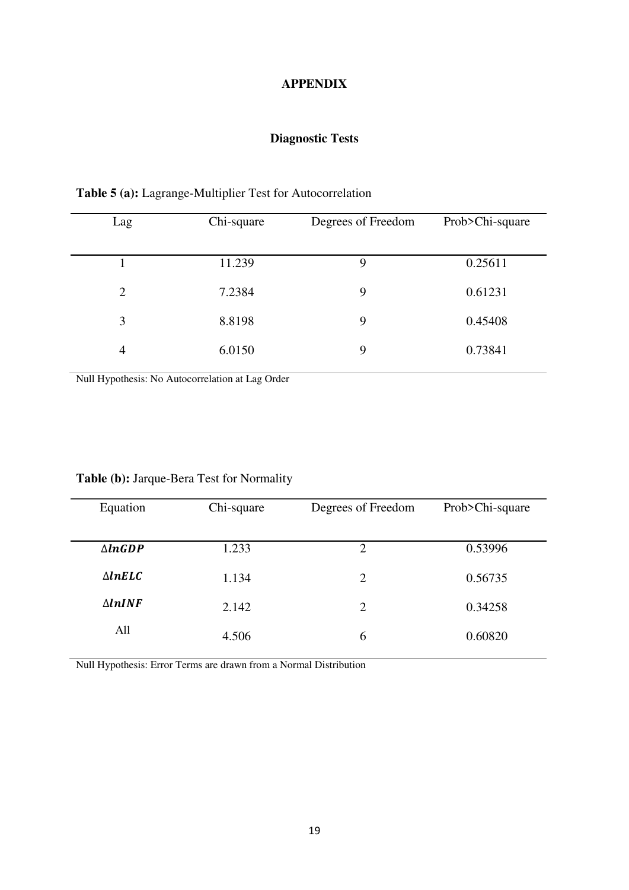# APPENDIX

## Diagnostic Tests

**Table 5 (a):** Lagrange-Multiplier Test for Autocorrelation

| Lag | Chi-square | Degrees of Freedom | Prob>Chi-square |
|---|---|---|---|
| 1 | 11.239 | 9 | 0.25611 |
| 2 | 7.2384 | 9 | 0.61231 |
| 3 | 8.8198 | 9 | 0.45408 |
| 4 | 6.0150 | 9 | 0.73841 |

Null Hypothesis: No Autocorrelation at Lag Order

**Table (b):** Jarque-Bera Test for Normality

| Equation | Chi-square | Degrees of Freedom | Prob>Chi-square |
|---|---|---|---|
| $\Delta \boldsymbol{lnGDP}$ | 1.233 | 2 | 0.53996 |
| $\Delta \boldsymbol{lnELC}$ | 1.134 | 2 | 0.56735 |
| $\Delta \boldsymbol{lnINF}$ | 2.142 | 2 | 0.34258 |
| All | 4.506 | 6 | 0.60820 |

Null Hypothesis: Error Terms are drawn from a Normal Distribution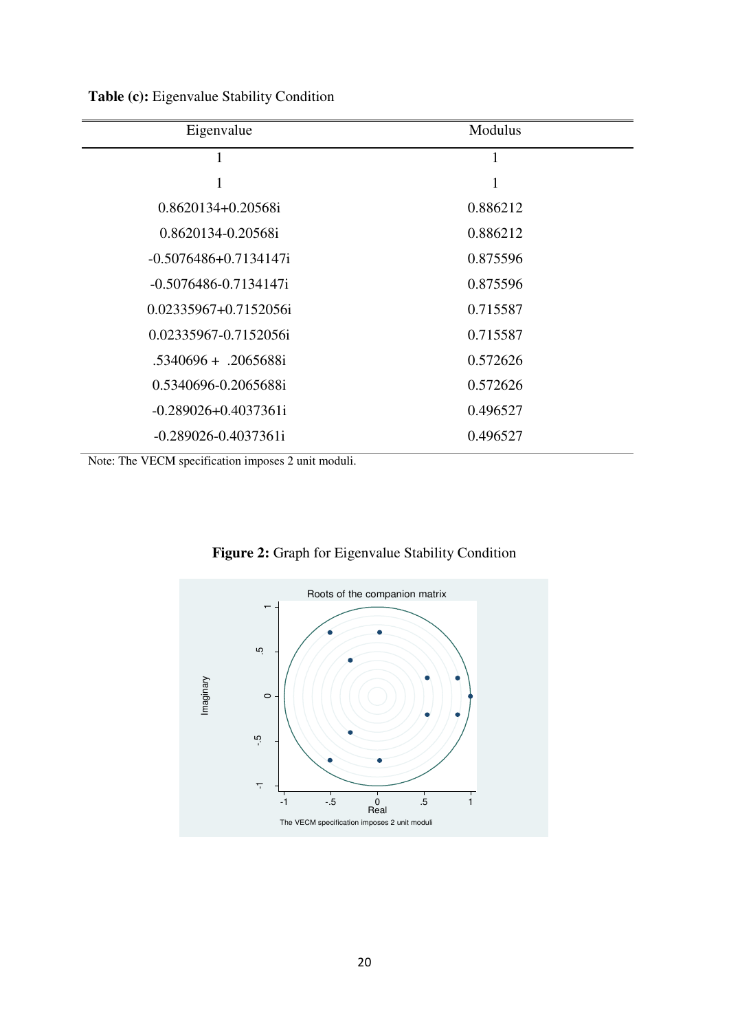**Table (c):** Eigenvalue Stability Condition

| Eigenvalue | Modulus |
|---|---|
| 1 | 1 |
| 1 | 1 |
| 0.8620134+0.20568i | 0.886212 |
| 0.8620134-0.20568i | 0.886212 |
| -0.5076486+0.7134147i | 0.875596 |
| -0.5076486-0.7134147i | 0.875596 |
| 0.02335967+0.7152056i | 0.715587 |
| 0.02335967-0.7152056i | 0.715587 |
| .5340696 + .2065688i | 0.572626 |
| 0.5340696-0.2065688i | 0.572626 |
| -0.289026+0.4037361i | 0.496527 |
| -0.289026-0.4037361i | 0.496527 |

Note: The VECM specification imposes 2 unit moduli.

**Figure 2:** Graph for Eigenvalue Stability Condition

Roots of the companion matrix

Imaginary

1

.5

0

-.5

-1

-1 -.5 0 .5 1

Real

The VECM specification imposes 2 unit moduli